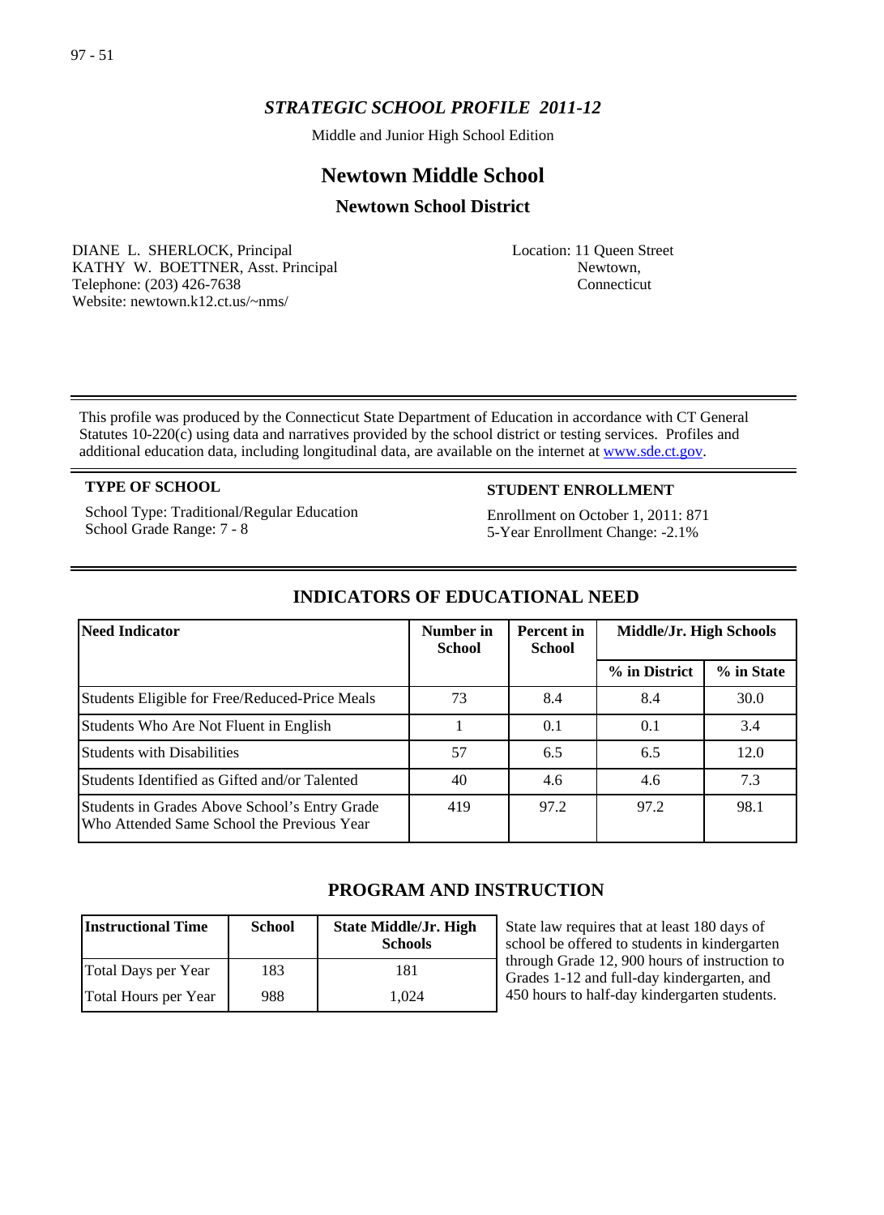97 - 51

*STRATEGIC SCHOOL PROFILE 2011-12*

Middle and Junior High School Edition

# Newtown Middle School

## Newtown School District

DIANE L. SHERLOCK, Principal
KATHY W. BOETTNER, Asst. Principal
Telephone: (203) 426-7638
Website: newtown.k12.ct.us/~nms/

Location: 11 Queen Street
Newtown,
Connecticut

This profile was produced by the Connecticut State Department of Education in accordance with CT General Statutes 10-220(c) using data and narratives provided by the school district or testing services. Profiles and additional education data, including longitudinal data, are available on the internet at www.sde.ct.gov.

**TYPE OF SCHOOL**

School Type: Traditional/Regular Education
School Grade Range: 7 - 8

**STUDENT ENROLLMENT**

Enrollment on October 1, 2011: 871
5-Year Enrollment Change: -2.1%

## INDICATORS OF EDUCATIONAL NEED

| Need Indicator | Number in School | Percent in School | Middle/Jr. High Schools | |
|---|---|---|---|---|
| | | | % in District | % in State |
| Students Eligible for Free/Reduced-Price Meals | 73 | 8.4 | 8.4 | 30.0 |
| Students Who Are Not Fluent in English | 1 | 0.1 | 0.1 | 3.4 |
| Students with Disabilities | 57 | 6.5 | 6.5 | 12.0 |
| Students Identified as Gifted and/or Talented | 40 | 4.6 | 4.6 | 7.3 |
| Students in Grades Above School's Entry Grade Who Attended Same School the Previous Year | 419 | 97.2 | 97.2 | 98.1 |

## PROGRAM AND INSTRUCTION

| Instructional Time | School | State Middle/Jr. High Schools |
|---|---|---|
| Total Days per Year | 183 | 181 |
| Total Hours per Year | 988 | 1,024 |

State law requires that at least 180 days of school be offered to students in kindergarten through Grade 12, 900 hours of instruction to Grades 1-12 and full-day kindergarten, and 450 hours to half-day kindergarten students.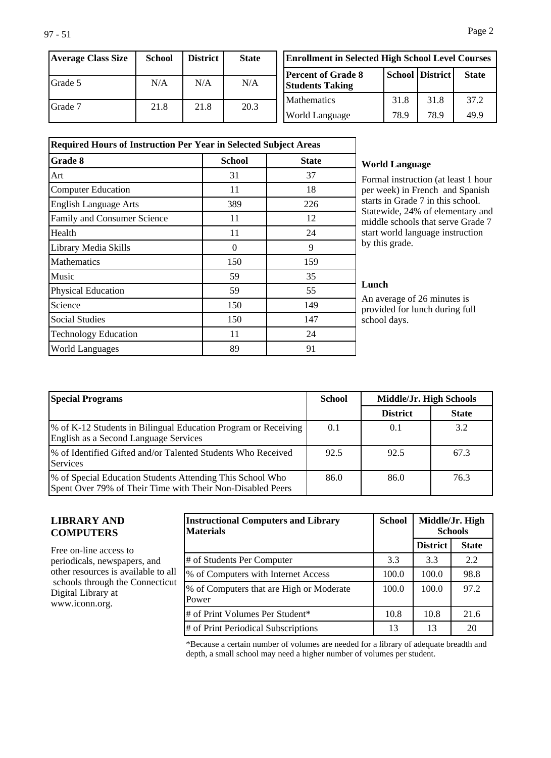| Average Class Size | School | District | State |
| --- | --- | --- | --- |
| Grade 5 | N/A | N/A | N/A |
| Grade 7 | 21.8 | 21.8 | 20.3 |

| Enrollment in Selected High School Level Courses | | | |
| --- | --- | --- | --- |
| Percent of Grade 8 Students Taking | School | District | State |
| Mathematics | 31.8 | 31.8 | 37.2 |
| World Language | 78.9 | 78.9 | 49.9 |

| Required Hours of Instruction Per Year in Selected Subject Areas | | |
| --- | --- | --- |
| Grade 8 | School | State |
| Art | 31 | 37 |
| Computer Education | 11 | 18 |
| English Language Arts | 389 | 226 |
| Family and Consumer Science | 11 | 12 |
| Health | 11 | 24 |
| Library Media Skills | 0 | 9 |
| Mathematics | 150 | 159 |
| Music | 59 | 35 |
| Physical Education | 59 | 55 |
| Science | 150 | 149 |
| Social Studies | 150 | 147 |
| Technology Education | 11 | 24 |
| World Languages | 89 | 91 |

**World Language**

Formal instruction (at least 1 hour per week) in French and Spanish starts in Grade 7 in this school. Statewide, 24% of elementary and middle schools that serve Grade 7 start world language instruction by this grade.

**Lunch**

An average of 26 minutes is provided for lunch during full school days.

| Special Programs | School | Middle/Jr. High Schools | |
| --- | --- | --- | --- |
| | | District | State |
| % of K-12 Students in Bilingual Education Program or Receiving English as a Second Language Services | 0.1 | 0.1 | 3.2 |
| % of Identified Gifted and/or Talented Students Who Received Services | 92.5 | 92.5 | 67.3 |
| % of Special Education Students Attending This School Who Spent Over 79% of Their Time with Their Non-Disabled Peers | 86.0 | 86.0 | 76.3 |

## LIBRARY AND COMPUTERS

Free on-line access to periodicals, newspapers, and other resources is available to all schools through the Connecticut Digital Library at www.iconn.org.

| Instructional Computers and Library Materials | School | Middle/Jr. High Schools | |
| --- | --- | --- | --- |
| | | District | State |
| # of Students Per Computer | 3.3 | 3.3 | 2.2 |
| % of Computers with Internet Access | 100.0 | 100.0 | 98.8 |
| % of Computers that are High or Moderate Power | 100.0 | 100.0 | 97.2 |
| # of Print Volumes Per Student* | 10.8 | 10.8 | 21.6 |
| # of Print Periodical Subscriptions | 13 | 13 | 20 |

*Because a certain number of volumes are needed for a library of adequate breadth and depth, a small school may need a higher number of volumes per student.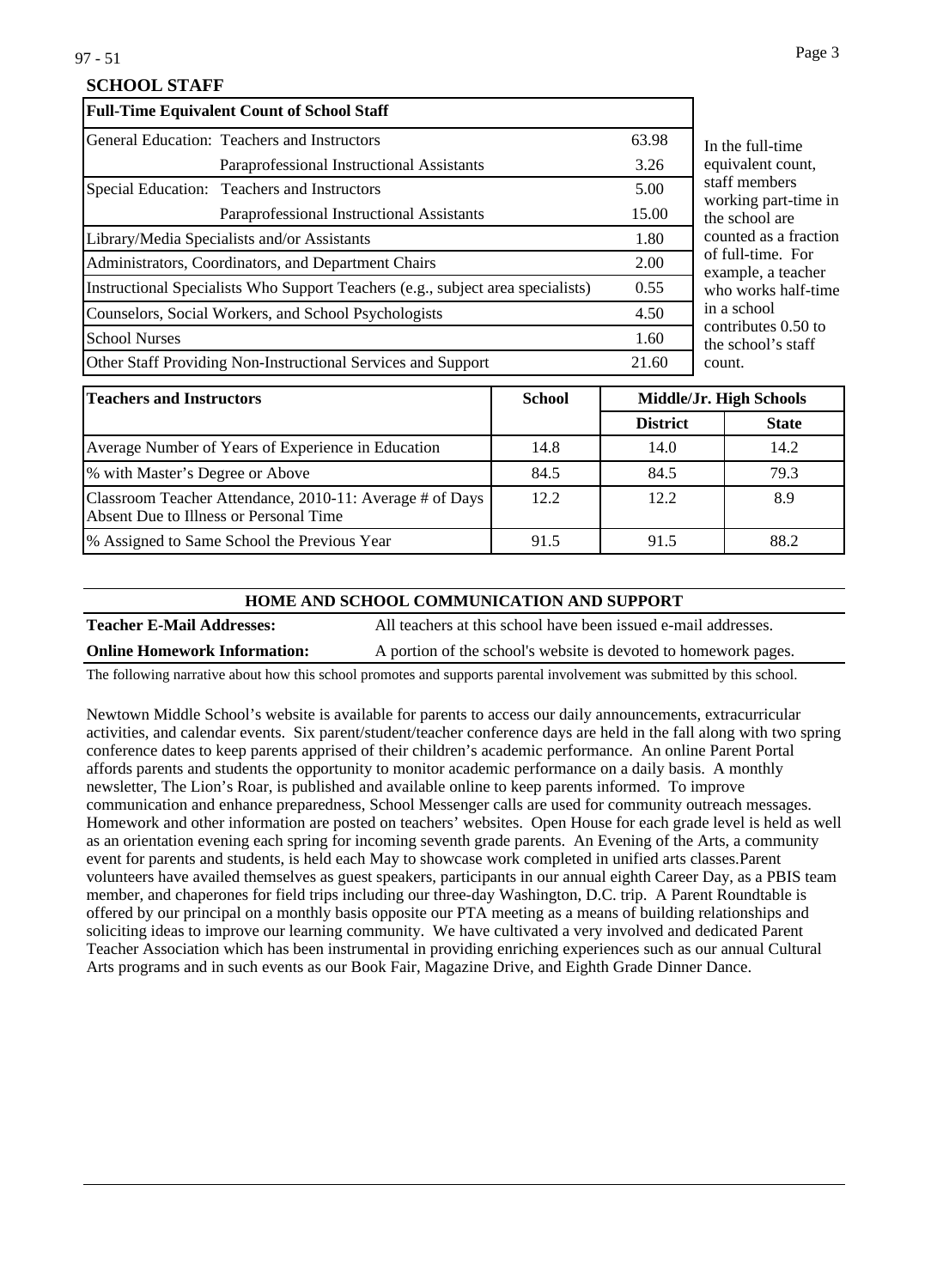## SCHOOL STAFF

| Full-Time Equivalent Count of School Staff | | |
|---|---|---|
| General Education: | Teachers and Instructors | 63.98 |
| | Paraprofessional Instructional Assistants | 3.26 |
| Special Education: | Teachers and Instructors | 5.00 |
| | Paraprofessional Instructional Assistants | 15.00 |
| Library/Media Specialists and/or Assistants | | 1.80 |
| Administrators, Coordinators, and Department Chairs | | 2.00 |
| Instructional Specialists Who Support Teachers (e.g., subject area specialists) | | 0.55 |
| Counselors, Social Workers, and School Psychologists | | 4.50 |
| School Nurses | | 1.60 |
| Other Staff Providing Non-Instructional Services and Support | | 21.60 |

In the full-time equivalent count, staff members working part-time in the school are counted as a fraction of full-time. For example, a teacher who works half-time in a school contributes 0.50 to the school's staff count.

| Teachers and Instructors | School | Middle/Jr. High Schools | |
|---|---|---|---|
| | | District | State |
| Average Number of Years of Experience in Education | 14.8 | 14.0 | 14.2 |
| % with Master's Degree or Above | 84.5 | 84.5 | 79.3 |
| Classroom Teacher Attendance, 2010-11: Average # of Days Absent Due to Illness or Personal Time | 12.2 | 12.2 | 8.9 |
| % Assigned to Same School the Previous Year | 91.5 | 91.5 | 88.2 |

## HOME AND SCHOOL COMMUNICATION AND SUPPORT

| | |
|---|---|
| **Teacher E-Mail Addresses:** | All teachers at this school have been issued e-mail addresses. |
| **Online Homework Information:** | A portion of the school's website is devoted to homework pages. |

The following narrative about how this school promotes and supports parental involvement was submitted by this school.

Newtown Middle School's website is available for parents to access our daily announcements, extracurricular activities, and calendar events. Six parent/student/teacher conference days are held in the fall along with two spring conference dates to keep parents apprised of their children's academic performance. An online Parent Portal affords parents and students the opportunity to monitor academic performance on a daily basis. A monthly newsletter, The Lion's Roar, is published and available online to keep parents informed. To improve communication and enhance preparedness, School Messenger calls are used for community outreach messages. Homework and other information are posted on teachers' websites. Open House for each grade level is held as well as an orientation evening each spring for incoming seventh grade parents. An Evening of the Arts, a community event for parents and students, is held each May to showcase work completed in unified arts classes.Parent volunteers have availed themselves as guest speakers, participants in our annual eighth Career Day, as a PBIS team member, and chaperones for field trips including our three-day Washington, D.C. trip. A Parent Roundtable is offered by our principal on a monthly basis opposite our PTA meeting as a means of building relationships and soliciting ideas to improve our learning community. We have cultivated a very involved and dedicated Parent Teacher Association which has been instrumental in providing enriching experiences such as our annual Cultural Arts programs and in such events as our Book Fair, Magazine Drive, and Eighth Grade Dinner Dance.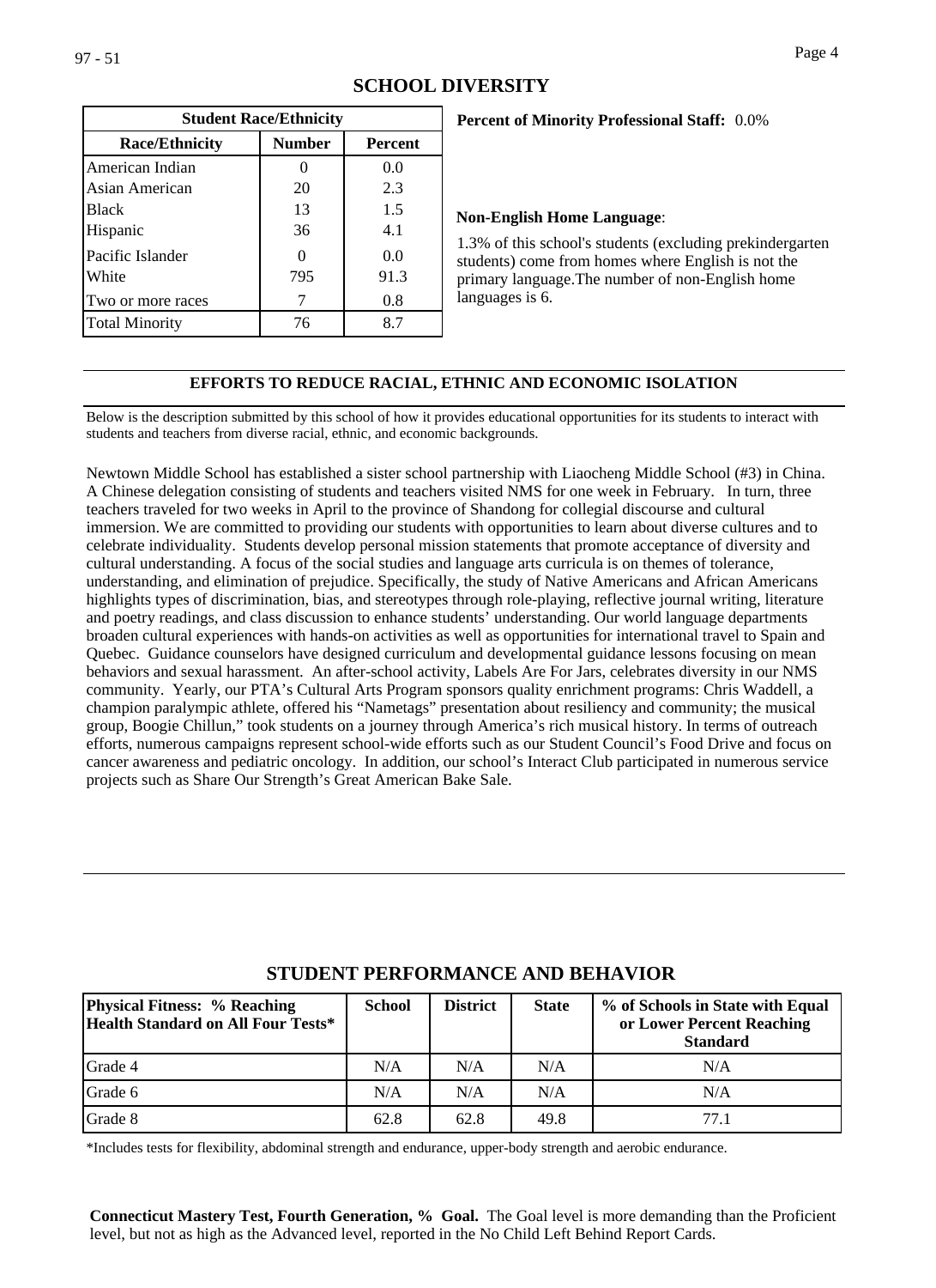## SCHOOL DIVERSITY

| Student Race/Ethnicity | | |
|---|---|---|
| **Race/Ethnicity** | **Number** | **Percent** |
| American Indian | 0 | 0.0 |
| Asian American | 20 | 2.3 |
| Black | 13 | 1.5 |
| Hispanic | 36 | 4.1 |
| Pacific Islander | 0 | 0.0 |
| White | 795 | 91.3 |
| Two or more races | 7 | 0.8 |
| Total Minority | 76 | 8.7 |

**Percent of Minority Professional Staff:** 0.0%

**Non-English Home Language**:

1.3% of this school's students (excluding prekindergarten students) come from homes where English is not the primary language.The number of non-English home languages is 6.

### EFFORTS TO REDUCE RACIAL, ETHNIC AND ECONOMIC ISOLATION

Below is the description submitted by this school of how it provides educational opportunities for its students to interact with students and teachers from diverse racial, ethnic, and economic backgrounds.

Newtown Middle School has established a sister school partnership with Liaocheng Middle School (#3) in China. A Chinese delegation consisting of students and teachers visited NMS for one week in February. In turn, three teachers traveled for two weeks in April to the province of Shandong for collegial discourse and cultural immersion. We are committed to providing our students with opportunities to learn about diverse cultures and to celebrate individuality. Students develop personal mission statements that promote acceptance of diversity and cultural understanding. A focus of the social studies and language arts curricula is on themes of tolerance, understanding, and elimination of prejudice. Specifically, the study of Native Americans and African Americans highlights types of discrimination, bias, and stereotypes through role-playing, reflective journal writing, literature and poetry readings, and class discussion to enhance students' understanding. Our world language departments broaden cultural experiences with hands-on activities as well as opportunities for international travel to Spain and Quebec. Guidance counselors have designed curriculum and developmental guidance lessons focusing on mean behaviors and sexual harassment. An after-school activity, Labels Are For Jars, celebrates diversity in our NMS community. Yearly, our PTA's Cultural Arts Program sponsors quality enrichment programs: Chris Waddell, a champion paralympic athlete, offered his "Nametags" presentation about resiliency and community; the musical group, Boogie Chillun," took students on a journey through America's rich musical history. In terms of outreach efforts, numerous campaigns represent school-wide efforts such as our Student Council's Food Drive and focus on cancer awareness and pediatric oncology. In addition, our school's Interact Club participated in numerous service projects such as Share Our Strength's Great American Bake Sale.

## STUDENT PERFORMANCE AND BEHAVIOR

| Physical Fitness: % Reaching Health Standard on All Four Tests* | School | District | State | % of Schools in State with Equal or Lower Percent Reaching Standard |
|---|---|---|---|---|
| Grade 4 | N/A | N/A | N/A | N/A |
| Grade 6 | N/A | N/A | N/A | N/A |
| Grade 8 | 62.8 | 62.8 | 49.8 | 77.1 |

*Includes tests for flexibility, abdominal strength and endurance, upper-body strength and aerobic endurance.

**Connecticut Mastery Test, Fourth Generation, % Goal.** The Goal level is more demanding than the Proficient level, but not as high as the Advanced level, reported in the No Child Left Behind Report Cards.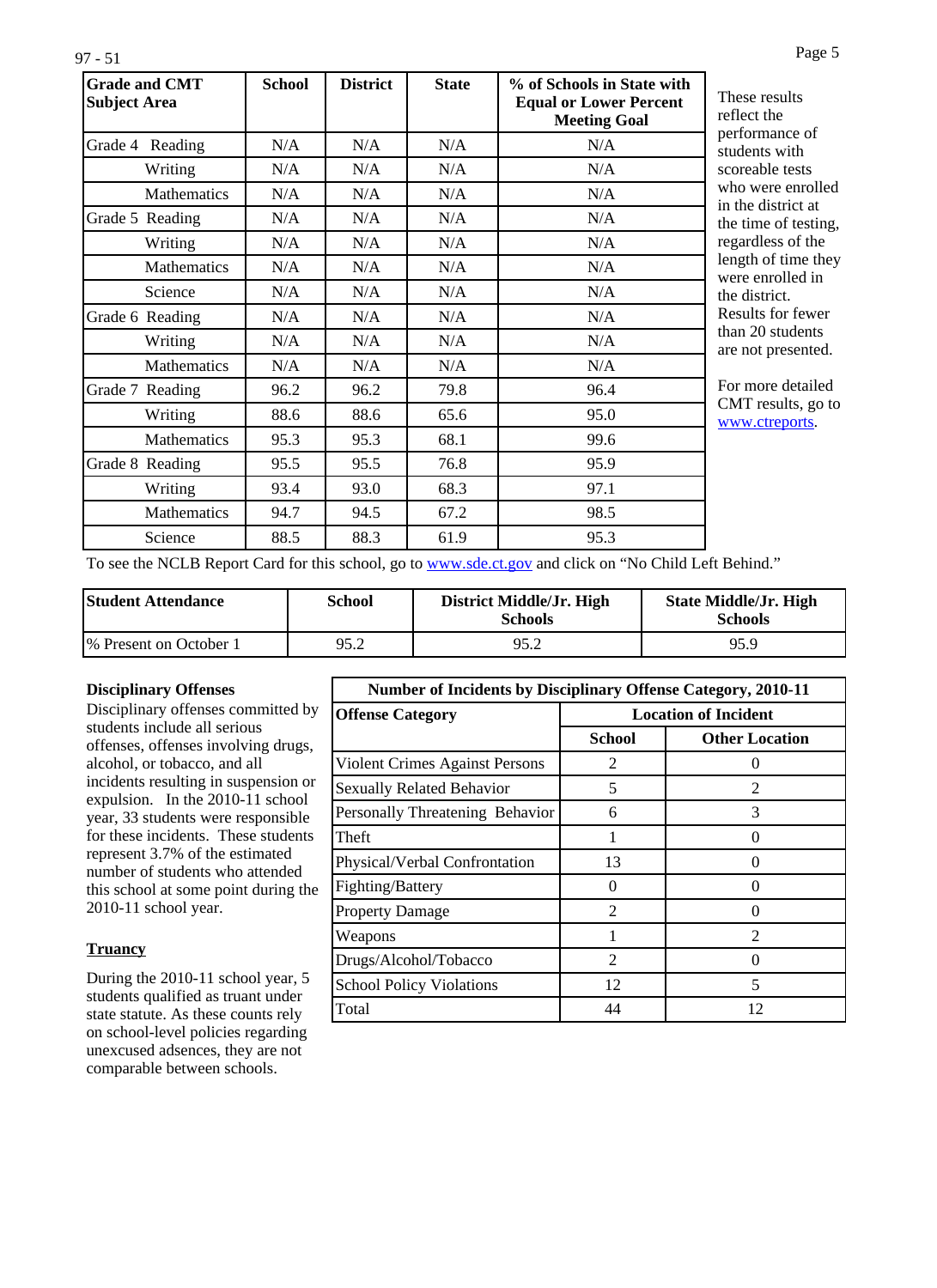| Grade and CMT Subject Area | School | District | State | % of Schools in State with Equal or Lower Percent Meeting Goal |
|---|---|---|---|---|
| Grade 4 Reading | N/A | N/A | N/A | N/A |
| Writing | N/A | N/A | N/A | N/A |
| Mathematics | N/A | N/A | N/A | N/A |
| Grade 5 Reading | N/A | N/A | N/A | N/A |
| Writing | N/A | N/A | N/A | N/A |
| Mathematics | N/A | N/A | N/A | N/A |
| Science | N/A | N/A | N/A | N/A |
| Grade 6 Reading | N/A | N/A | N/A | N/A |
| Writing | N/A | N/A | N/A | N/A |
| Mathematics | N/A | N/A | N/A | N/A |
| Grade 7 Reading | 96.2 | 96.2 | 79.8 | 96.4 |
| Writing | 88.6 | 88.6 | 65.6 | 95.0 |
| Mathematics | 95.3 | 95.3 | 68.1 | 99.6 |
| Grade 8 Reading | 95.5 | 95.5 | 76.8 | 95.9 |
| Writing | 93.4 | 93.0 | 68.3 | 97.1 |
| Mathematics | 94.7 | 94.5 | 67.2 | 98.5 |
| Science | 88.5 | 88.3 | 61.9 | 95.3 |

These results reflect the performance of students with scoreable tests who were enrolled in the district at the time of testing, regardless of the length of time they were enrolled in the district. Results for fewer than 20 students are not presented.

For more detailed CMT results, go to www.ctreports.

To see the NCLB Report Card for this school, go to www.sde.ct.gov and click on "No Child Left Behind."

| Student Attendance | School | District Middle/Jr. High Schools | State Middle/Jr. High Schools |
|---|---|---|---|
| % Present on October 1 | 95.2 | 95.2 | 95.9 |

**Disciplinary Offenses**

Disciplinary offenses committed by students include all serious offenses, offenses involving drugs, alcohol, or tobacco, and all incidents resulting in suspension or expulsion. In the 2010-11 school year, 33 students were responsible for these incidents. These students represent 3.7% of the estimated number of students who attended this school at some point during the 2010-11 school year.

| Number of Incidents by Disciplinary Offense Category, 2010-11 | | |
|---|---|---|
| Offense Category | Location of Incident | |
| | School | Other Location |
| Violent Crimes Against Persons | 2 | 0 |
| Sexually Related Behavior | 5 | 2 |
| Personally Threatening Behavior | 6 | 3 |
| Theft | 1 | 0 |
| Physical/Verbal Confrontation | 13 | 0 |
| Fighting/Battery | 0 | 0 |
| Property Damage | 2 | 0 |
| Weapons | 1 | 2 |
| Drugs/Alcohol/Tobacco | 2 | 0 |
| School Policy Violations | 12 | 5 |
| Total | 44 | 12 |

**Truancy**

During the 2010-11 school year, 5 students qualified as truant under state statute. As these counts rely on school-level policies regarding unexcused adsences, they are not comparable between schools.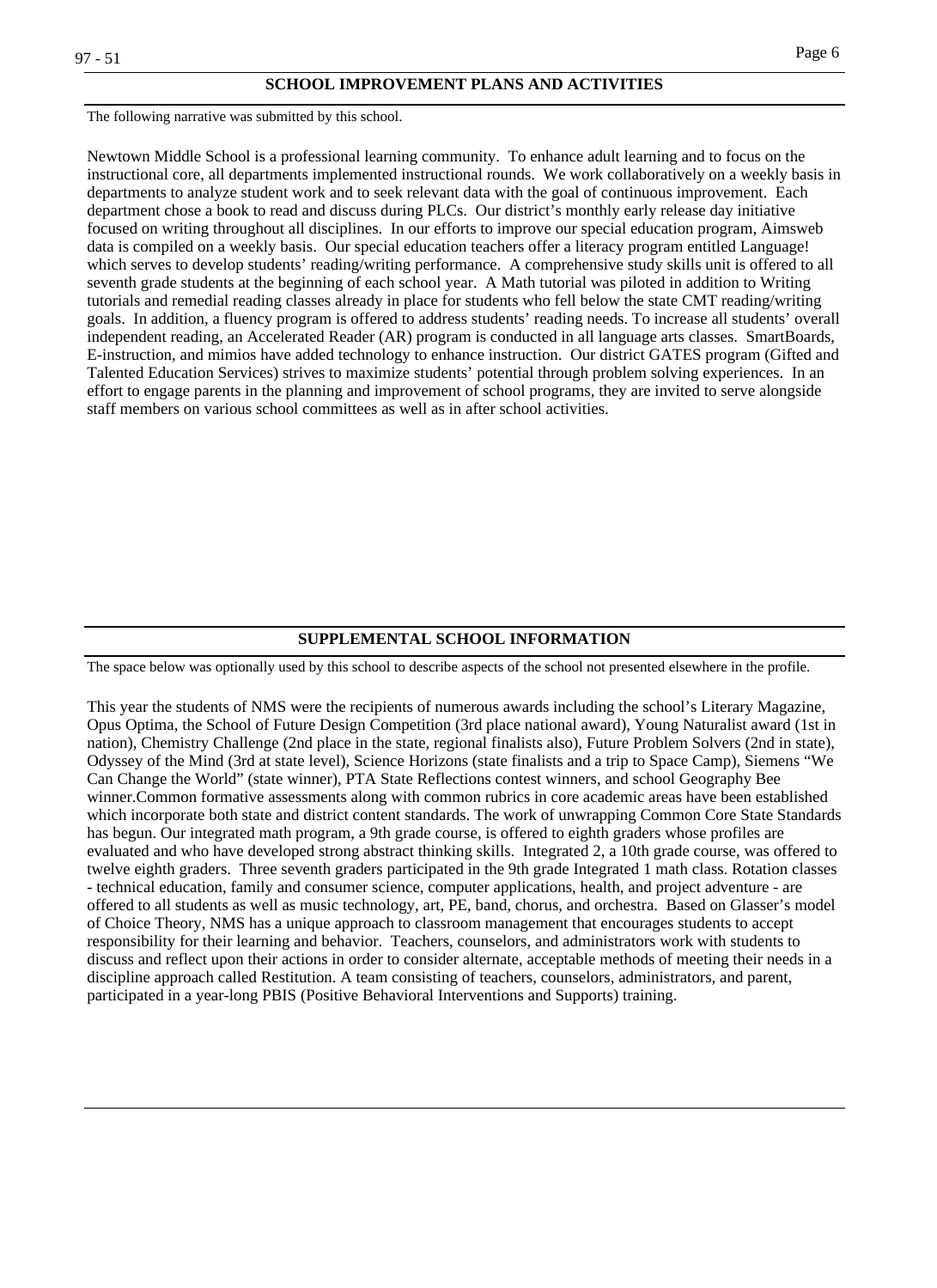## SCHOOL IMPROVEMENT PLANS AND ACTIVITIES

The following narrative was submitted by this school.

Newtown Middle School is a professional learning community. To enhance adult learning and to focus on the instructional core, all departments implemented instructional rounds. We work collaboratively on a weekly basis in departments to analyze student work and to seek relevant data with the goal of continuous improvement. Each department chose a book to read and discuss during PLCs. Our district's monthly early release day initiative focused on writing throughout all disciplines. In our efforts to improve our special education program, Aimsweb data is compiled on a weekly basis. Our special education teachers offer a literacy program entitled Language! which serves to develop students' reading/writing performance. A comprehensive study skills unit is offered to all seventh grade students at the beginning of each school year. A Math tutorial was piloted in addition to Writing tutorials and remedial reading classes already in place for students who fell below the state CMT reading/writing goals. In addition, a fluency program is offered to address students' reading needs. To increase all students' overall independent reading, an Accelerated Reader (AR) program is conducted in all language arts classes. SmartBoards, E-instruction, and mimios have added technology to enhance instruction. Our district GATES program (Gifted and Talented Education Services) strives to maximize students' potential through problem solving experiences. In an effort to engage parents in the planning and improvement of school programs, they are invited to serve alongside staff members on various school committees as well as in after school activities.

## SUPPLEMENTAL SCHOOL INFORMATION

The space below was optionally used by this school to describe aspects of the school not presented elsewhere in the profile.

This year the students of NMS were the recipients of numerous awards including the school's Literary Magazine, Opus Optima, the School of Future Design Competition (3rd place national award), Young Naturalist award (1st in nation), Chemistry Challenge (2nd place in the state, regional finalists also), Future Problem Solvers (2nd in state), Odyssey of the Mind (3rd at state level), Science Horizons (state finalists and a trip to Space Camp), Siemens "We Can Change the World" (state winner), PTA State Reflections contest winners, and school Geography Bee winner.Common formative assessments along with common rubrics in core academic areas have been established which incorporate both state and district content standards. The work of unwrapping Common Core State Standards has begun. Our integrated math program, a 9th grade course, is offered to eighth graders whose profiles are evaluated and who have developed strong abstract thinking skills. Integrated 2, a 10th grade course, was offered to twelve eighth graders. Three seventh graders participated in the 9th grade Integrated 1 math class. Rotation classes - technical education, family and consumer science, computer applications, health, and project adventure - are offered to all students as well as music technology, art, PE, band, chorus, and orchestra. Based on Glasser's model of Choice Theory, NMS has a unique approach to classroom management that encourages students to accept responsibility for their learning and behavior. Teachers, counselors, and administrators work with students to discuss and reflect upon their actions in order to consider alternate, acceptable methods of meeting their needs in a discipline approach called Restitution. A team consisting of teachers, counselors, administrators, and parent, participated in a year-long PBIS (Positive Behavioral Interventions and Supports) training.